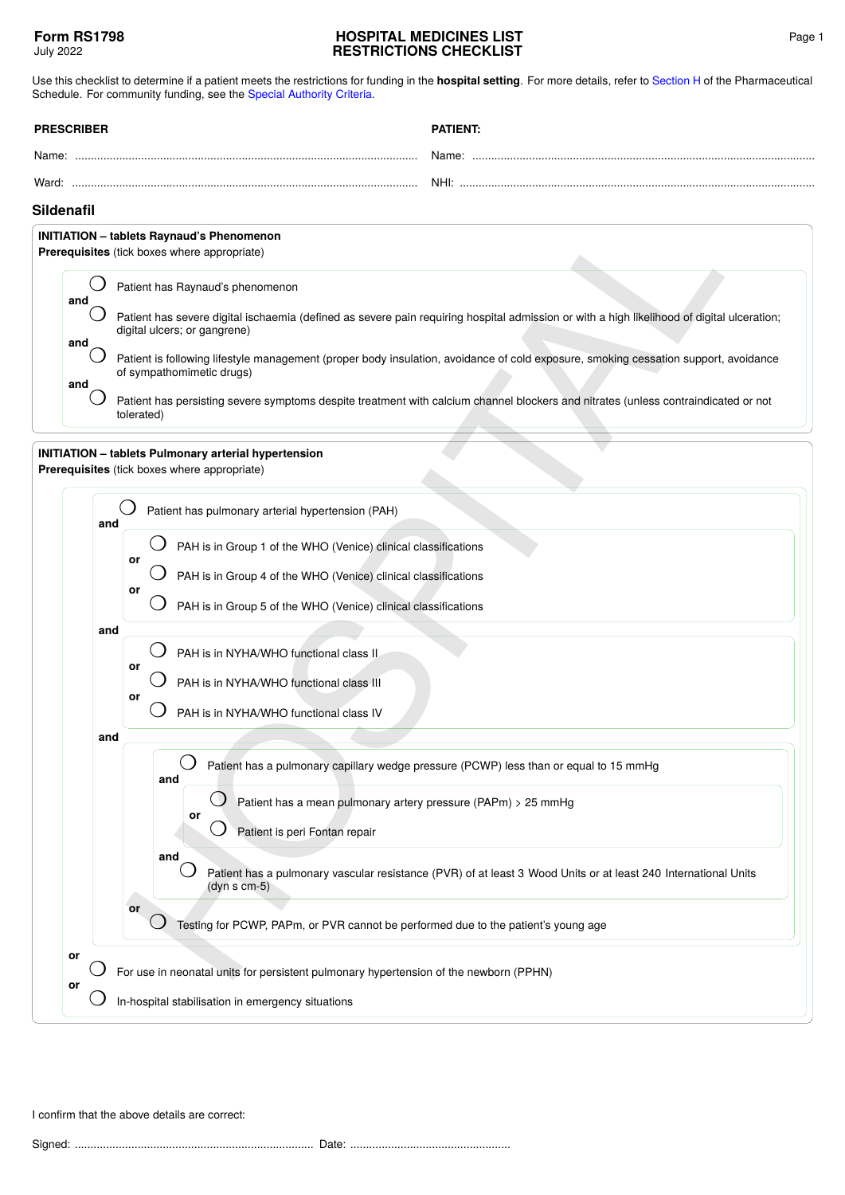**Form RS1798**
July 2022

# HOSPITAL MEDICINES LIST RESTRICTIONS CHECKLIST

Use this checklist to determine if a patient meets the restrictions for funding in the **hospital setting**. For more details, refer to Section H of the Pharmaceutical Schedule. For community funding, see the Special Authority Criteria.

**PRESCRIBER**

Name: ..........................................................................................................

Ward: ..........................................................................................................

**PATIENT:**

Name: ..........................................................................................................

NHI: ..........................................................................................................

## Sildenafil

**INITIATION – tablets Raynaud's Phenomenon**
**Prerequisites** (tick boxes where appropriate)

- ◯ Patient has Raynaud's phenomenon

**and**

- ◯ Patient has severe digital ischaemia (defined as severe pain requiring hospital admission or with a high likelihood of digital ulceration; digital ulcers; or gangrene)

**and**

- ◯ Patient is following lifestyle management (proper body insulation, avoidance of cold exposure, smoking cessation support, avoidance of sympathomimetic drugs)

**and**

- ◯ Patient has persisting severe symptoms despite treatment with calcium channel blockers and nitrates (unless contraindicated or not tolerated)

**INITIATION – tablets Pulmonary arterial hypertension**
**Prerequisites** (tick boxes where appropriate)

- ◯ Patient has pulmonary arterial hypertension (PAH)

  **and**

  - ◯ PAH is in Group 1 of the WHO (Venice) clinical classifications

    **or**

  - ◯ PAH is in Group 4 of the WHO (Venice) clinical classifications

    **or**

  - ◯ PAH is in Group 5 of the WHO (Venice) clinical classifications

  **and**

  - ◯ PAH is in NYHA/WHO functional class II

    **or**

  - ◯ PAH is in NYHA/WHO functional class III

    **or**

  - ◯ PAH is in NYHA/WHO functional class IV

  **and**

  - ◯ Patient has a pulmonary capillary wedge pressure (PCWP) less than or equal to 15 mmHg

    **and**

    - ◯ Patient has a mean pulmonary artery pressure (PAPm) > 25 mmHg

      **or**

    - ◯ Patient is peri Fontan repair

    **and**

    - ◯ Patient has a pulmonary vascular resistance (PVR) of at least 3 Wood Units or at least 240 International Units (dyn s cm-5)

    **or**

  - ◯ Testing for PCWP, PAPm, or PVR cannot be performed due to the patient's young age

**or**

- ◯ For use in neonatal units for persistent pulmonary hypertension of the newborn (PPHN)

**or**

- ◯ In-hospital stabilisation in emergency situations

I confirm that the above details are correct:

Signed: ........................................................................... Date: ..................................................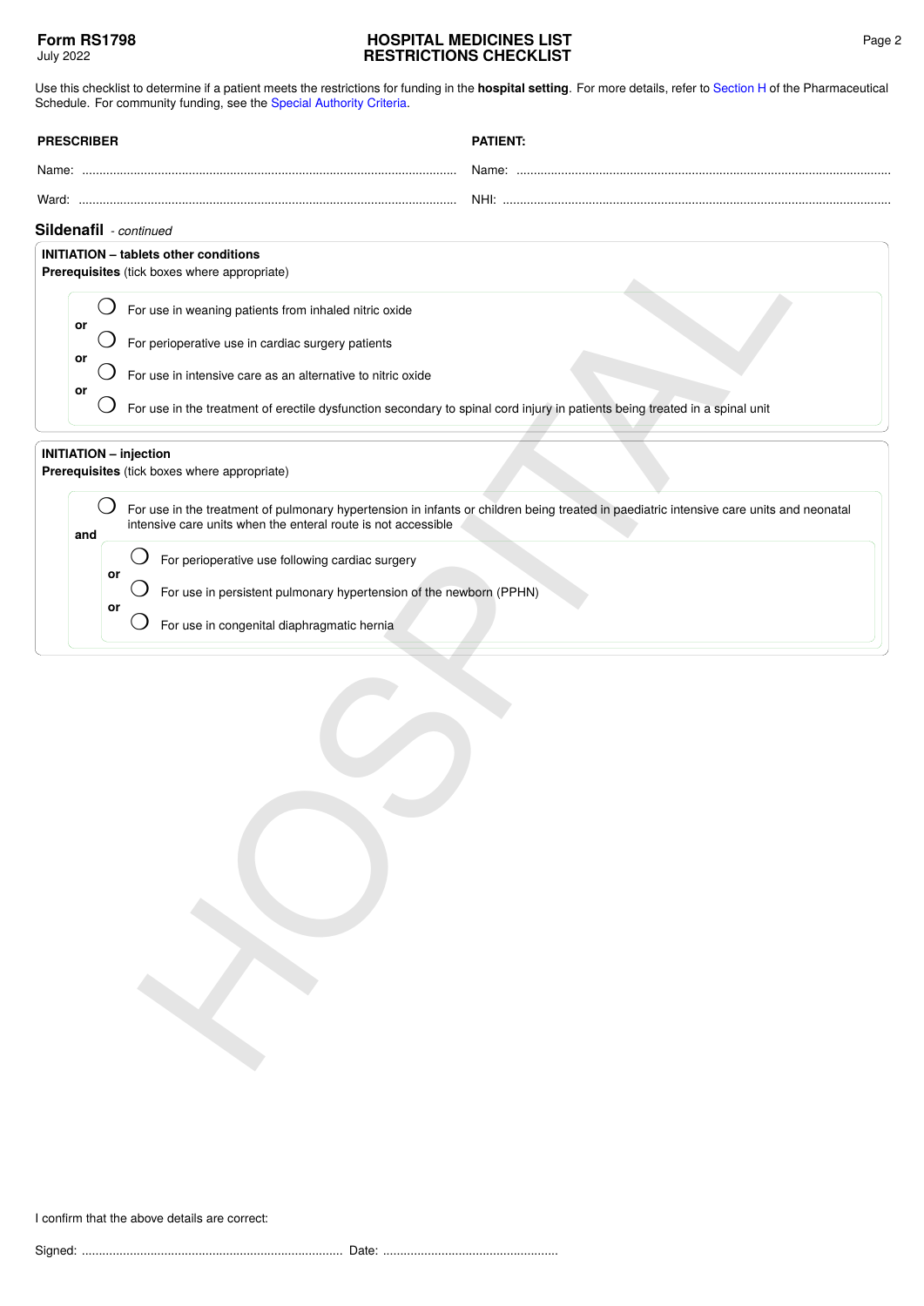**Form RS1798**
July 2022

# HOSPITAL MEDICINES LIST RESTRICTIONS CHECKLIST

Use this checklist to determine if a patient meets the restrictions for funding in the **hospital setting**. For more details, refer to Section H of the Pharmaceutical Schedule. For community funding, see the Special Authority Criteria.

**PRESCRIBER**

Name: ..........................................................................................................

Ward: ..........................................................................................................

**PATIENT:**

Name: ..........................................................................................................

NHI: ..........................................................................................................

## Sildenafil *- continued*

**INITIATION – tablets other conditions**
**Prerequisites** (tick boxes where appropriate)

- ◯ For use in weaning patients from inhaled nitric oxide

**or**

- ◯ For perioperative use in cardiac surgery patients

**or**

- ◯ For use in intensive care as an alternative to nitric oxide

**or**

- ◯ For use in the treatment of erectile dysfunction secondary to spinal cord injury in patients being treated in a spinal unit

**INITIATION – injection**
**Prerequisites** (tick boxes where appropriate)

- ◯ For use in the treatment of pulmonary hypertension in infants or children being treated in paediatric intensive care units and neonatal intensive care units when the enteral route is not accessible

**and**

- ◯ For perioperative use following cardiac surgery

  **or**

- ◯ For use in persistent pulmonary hypertension of the newborn (PPHN)

  **or**

- ◯ For use in congenital diaphragmatic hernia

I confirm that the above details are correct:

Signed: ........................................................................... Date: ..................................................